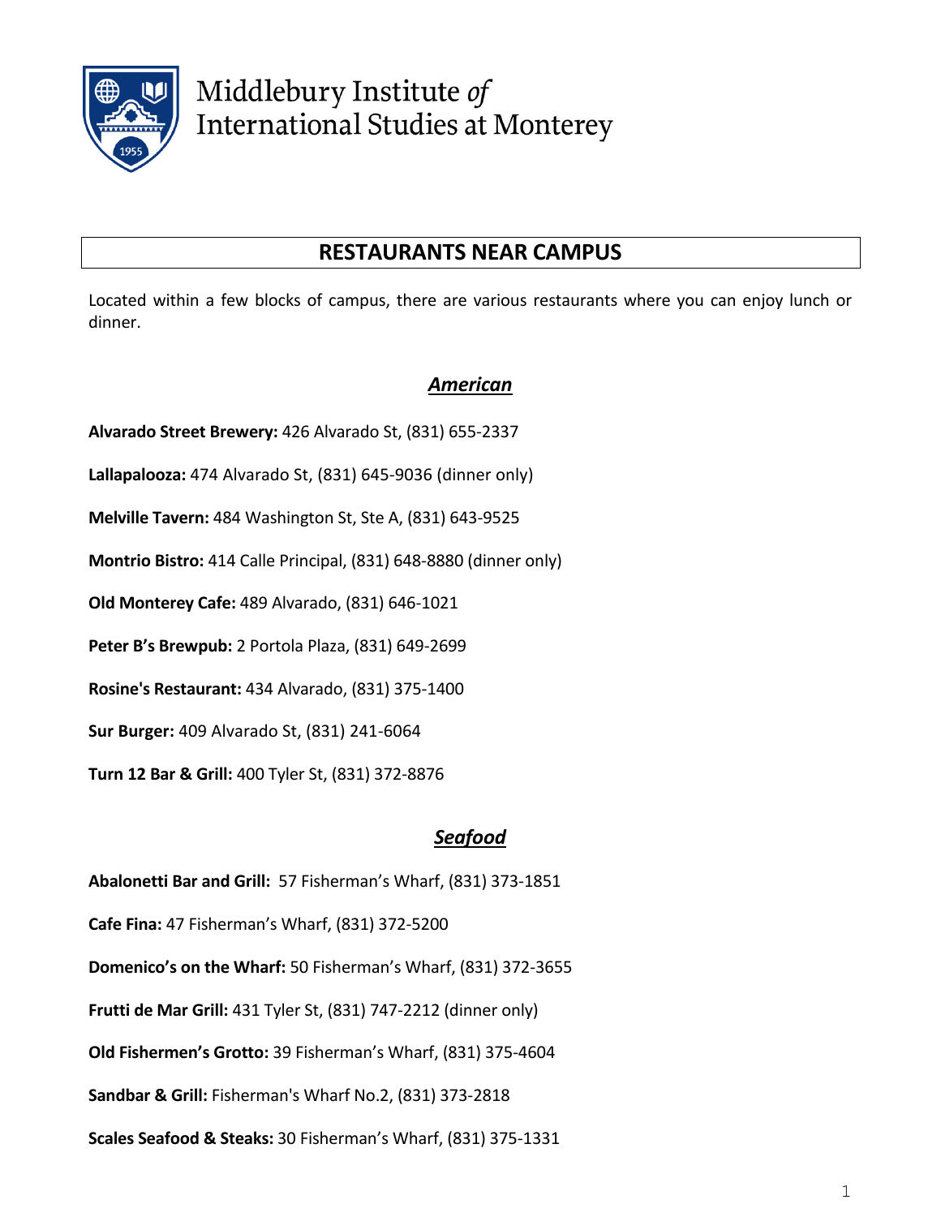Middlebury Institute *of* International Studies at Monterey

# RESTAURANTS NEAR CAMPUS

Located within a few blocks of campus, there are various restaurants where you can enjoy lunch or dinner.

## ***American***

**Alvarado Street Brewery:** 426 Alvarado St, (831) 655-2337

**Lallapalooza:** 474 Alvarado St, (831) 645-9036 (dinner only)

**Melville Tavern:** 484 Washington St, Ste A, (831) 643-9525

**Montrio Bistro:** 414 Calle Principal, (831) 648-8880 (dinner only)

**Old Monterey Cafe:** 489 Alvarado, (831) 646-1021

**Peter B's Brewpub:** 2 Portola Plaza, (831) 649-2699

**Rosine's Restaurant:** 434 Alvarado, (831) 375-1400

**Sur Burger:** 409 Alvarado St, (831) 241-6064

**Turn 12 Bar & Grill:** 400 Tyler St, (831) 372-8876

## ***Seafood***

**Abalonetti Bar and Grill:** 57 Fisherman's Wharf, (831) 373-1851

**Cafe Fina:** 47 Fisherman's Wharf, (831) 372-5200

**Domenico's on the Wharf:** 50 Fisherman's Wharf, (831) 372-3655

**Frutti de Mar Grill:** 431 Tyler St, (831) 747-2212 (dinner only)

**Old Fishermen's Grotto:** 39 Fisherman's Wharf, (831) 375-4604

**Sandbar & Grill:** Fisherman's Wharf No.2, (831) 373-2818

**Scales Seafood & Steaks:** 30 Fisherman's Wharf, (831) 375-1331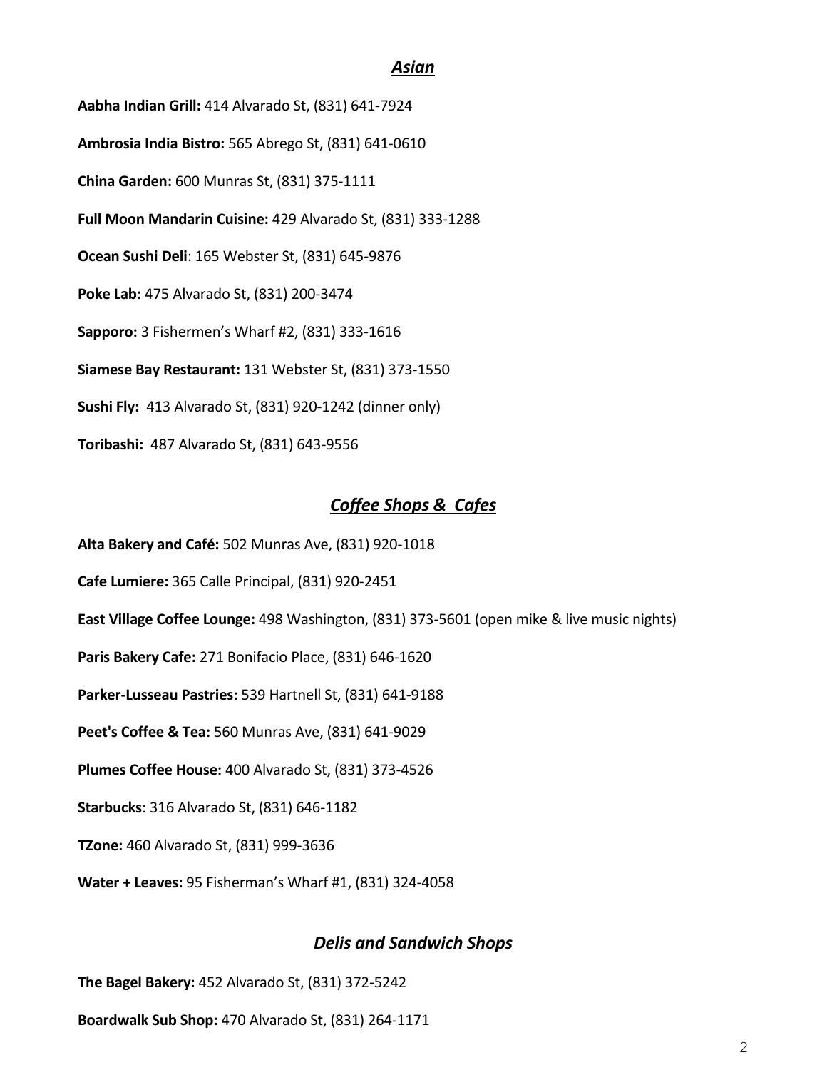## ***Asian***

**Aabha Indian Grill:** 414 Alvarado St, (831) 641-7924

**Ambrosia India Bistro:** 565 Abrego St, (831) 641-0610

**China Garden:** 600 Munras St, (831) 375-1111

**Full Moon Mandarin Cuisine:** 429 Alvarado St, (831) 333-1288

**Ocean Sushi Deli**: 165 Webster St, (831) 645-9876

**Poke Lab:** 475 Alvarado St, (831) 200-3474

**Sapporo:** 3 Fishermen's Wharf #2, (831) 333-1616

**Siamese Bay Restaurant:** 131 Webster St, (831) 373-1550

**Sushi Fly:** 413 Alvarado St, (831) 920-1242 (dinner only)

**Toribashi:** 487 Alvarado St, (831) 643-9556

## ***Coffee Shops & Cafes***

**Alta Bakery and Café:** 502 Munras Ave, (831) 920-1018

**Cafe Lumiere:** 365 Calle Principal, (831) 920-2451

**East Village Coffee Lounge:** 498 Washington, (831) 373-5601 (open mike & live music nights)

**Paris Bakery Cafe:** 271 Bonifacio Place, (831) 646-1620

**Parker-Lusseau Pastries:** 539 Hartnell St, (831) 641-9188

**Peet's Coffee & Tea:** 560 Munras Ave, (831) 641-9029

**Plumes Coffee House:** 400 Alvarado St, (831) 373-4526

**Starbucks**: 316 Alvarado St, (831) 646-1182

**TZone:** 460 Alvarado St, (831) 999-3636

**Water + Leaves:** 95 Fisherman's Wharf #1, (831) 324-4058

## ***Delis and Sandwich Shops***

**The Bagel Bakery:** 452 Alvarado St, (831) 372-5242

**Boardwalk Sub Shop:** 470 Alvarado St, (831) 264-1171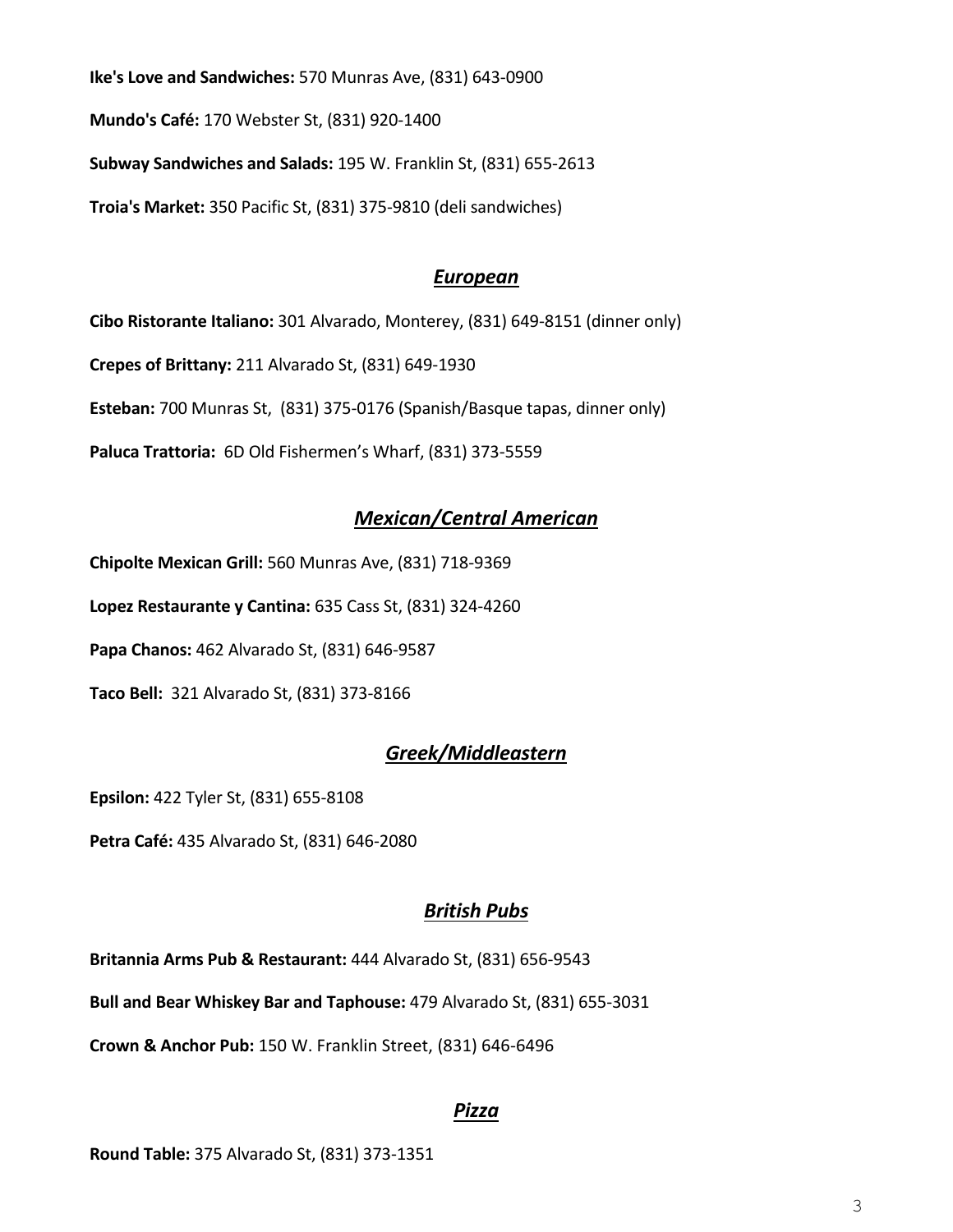**Ike's Love and Sandwiches:** 570 Munras Ave, (831) 643-0900

**Mundo's Café:** 170 Webster St, (831) 920-1400

**Subway Sandwiches and Salads:** 195 W. Franklin St, (831) 655-2613

**Troia's Market:** 350 Pacific St, (831) 375-9810 (deli sandwiches)

## *European*

**Cibo Ristorante Italiano:** 301 Alvarado, Monterey, (831) 649-8151 (dinner only)

**Crepes of Brittany:** 211 Alvarado St, (831) 649-1930

**Esteban:** 700 Munras St, (831) 375-0176 (Spanish/Basque tapas, dinner only)

**Paluca Trattoria:** 6D Old Fishermen's Wharf, (831) 373-5559

## *Mexican/Central American*

**Chipolte Mexican Grill:** 560 Munras Ave, (831) 718-9369

**Lopez Restaurante y Cantina:** 635 Cass St, (831) 324-4260

**Papa Chanos:** 462 Alvarado St, (831) 646-9587

**Taco Bell:** 321 Alvarado St, (831) 373-8166

## *Greek/Middleastern*

**Epsilon:** 422 Tyler St, (831) 655-8108

**Petra Café:** 435 Alvarado St, (831) 646-2080

## *British Pubs*

**Britannia Arms Pub & Restaurant:** 444 Alvarado St, (831) 656-9543

**Bull and Bear Whiskey Bar and Taphouse:** 479 Alvarado St, (831) 655-3031

**Crown & Anchor Pub:** 150 W. Franklin Street, (831) 646-6496

## *Pizza*

**Round Table:** 375 Alvarado St, (831) 373-1351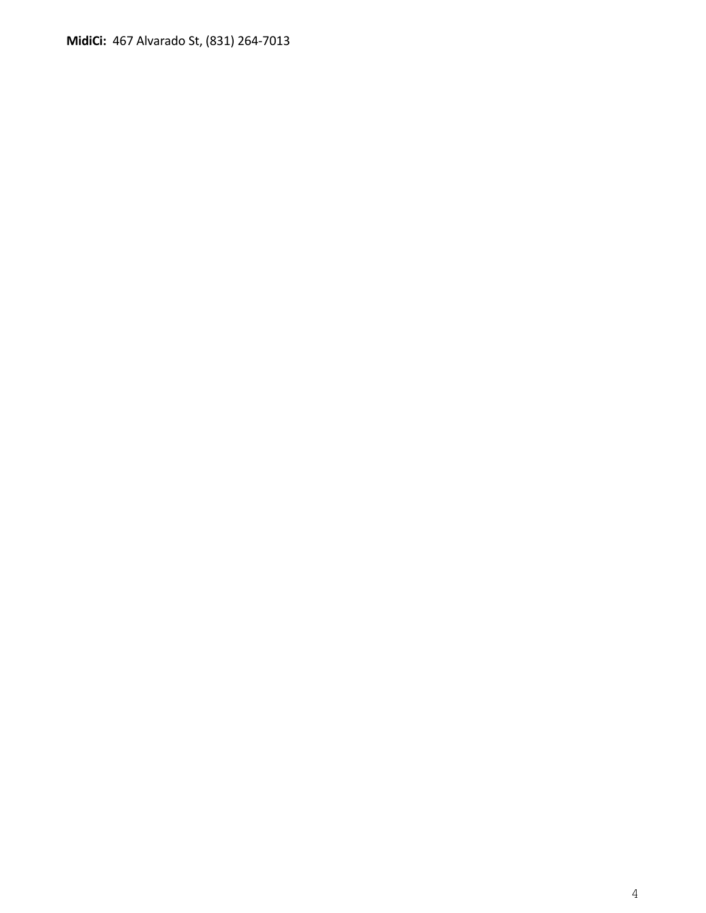**MidiCi:** 467 Alvarado St, (831) 264-7013